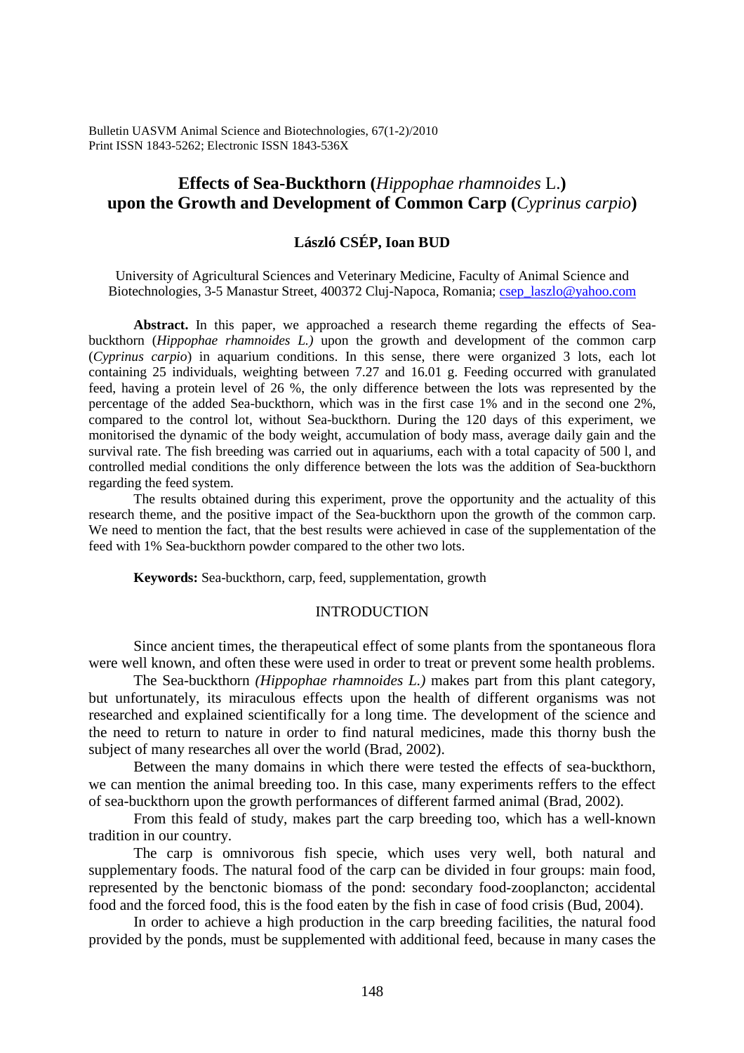# Effects of Sea-Buckthorn (*Hippophae rhamnoides* L.) upon the Growth and Development of Common Carp (*Cyprinus carpio*)

**László CSÉP, Ioan BUD**

University of Agricultural Sciences and Veterinary Medicine, Faculty of Animal Science and Biotechnologies, 3-5 Manastur Street, 400372 Cluj-Napoca, Romania; csep_laszlo@yahoo.com

**Abstract.** In this paper, we approached a research theme regarding the effects of Sea-buckthorn (*Hippophae rhamnoides L.)* upon the growth and development of the common carp (*Cyprinus carpio*) in aquarium conditions. In this sense, there were organized 3 lots, each lot containing 25 individuals, weighting between 7.27 and 16.01 g. Feeding occurred with granulated feed, having a protein level of 26 %, the only difference between the lots was represented by the percentage of the added Sea-buckthorn, which was in the first case 1% and in the second one 2%, compared to the control lot, without Sea-buckthorn. During the 120 days of this experiment, we monitorised the dynamic of the body weight, accumulation of body mass, average daily gain and the survival rate. The fish breeding was carried out in aquariums, each with a total capacity of 500 l, and controlled medial conditions the only difference between the lots was the addition of Sea-buckthorn regarding the feed system.

The results obtained during this experiment, prove the opportunity and the actuality of this research theme, and the positive impact of the Sea-buckthorn upon the growth of the common carp. We need to mention the fact, that the best results were achieved in case of the supplementation of the feed with 1% Sea-buckthorn powder compared to the other two lots.

**Keywords:** Sea-buckthorn, carp, feed, supplementation, growth

## INTRODUCTION

Since ancient times, the therapeutical effect of some plants from the spontaneous flora were well known, and often these were used in order to treat or prevent some health problems.

The Sea-buckthorn *(Hippophae rhamnoides L.)* makes part from this plant category, but unfortunately, its miraculous effects upon the health of different organisms was not researched and explained scientifically for a long time. The development of the science and the need to return to nature in order to find natural medicines, made this thorny bush the subject of many researches all over the world (Brad, 2002).

Between the many domains in which there were tested the effects of sea-buckthorn, we can mention the animal breeding too. In this case, many experiments reffers to the effect of sea-buckthorn upon the growth performances of different farmed animal (Brad, 2002).

From this feald of study, makes part the carp breeding too, which has a well-known tradition in our country.

The carp is omnivorous fish specie, which uses very well, both natural and supplementary foods. The natural food of the carp can be divided in four groups: main food, represented by the benctonic biomass of the pond: secondary food-zooplancton; accidental food and the forced food, this is the food eaten by the fish in case of food crisis (Bud, 2004).

In order to achieve a high production in the carp breeding facilities, the natural food provided by the ponds, must be supplemented with additional feed, because in many cases the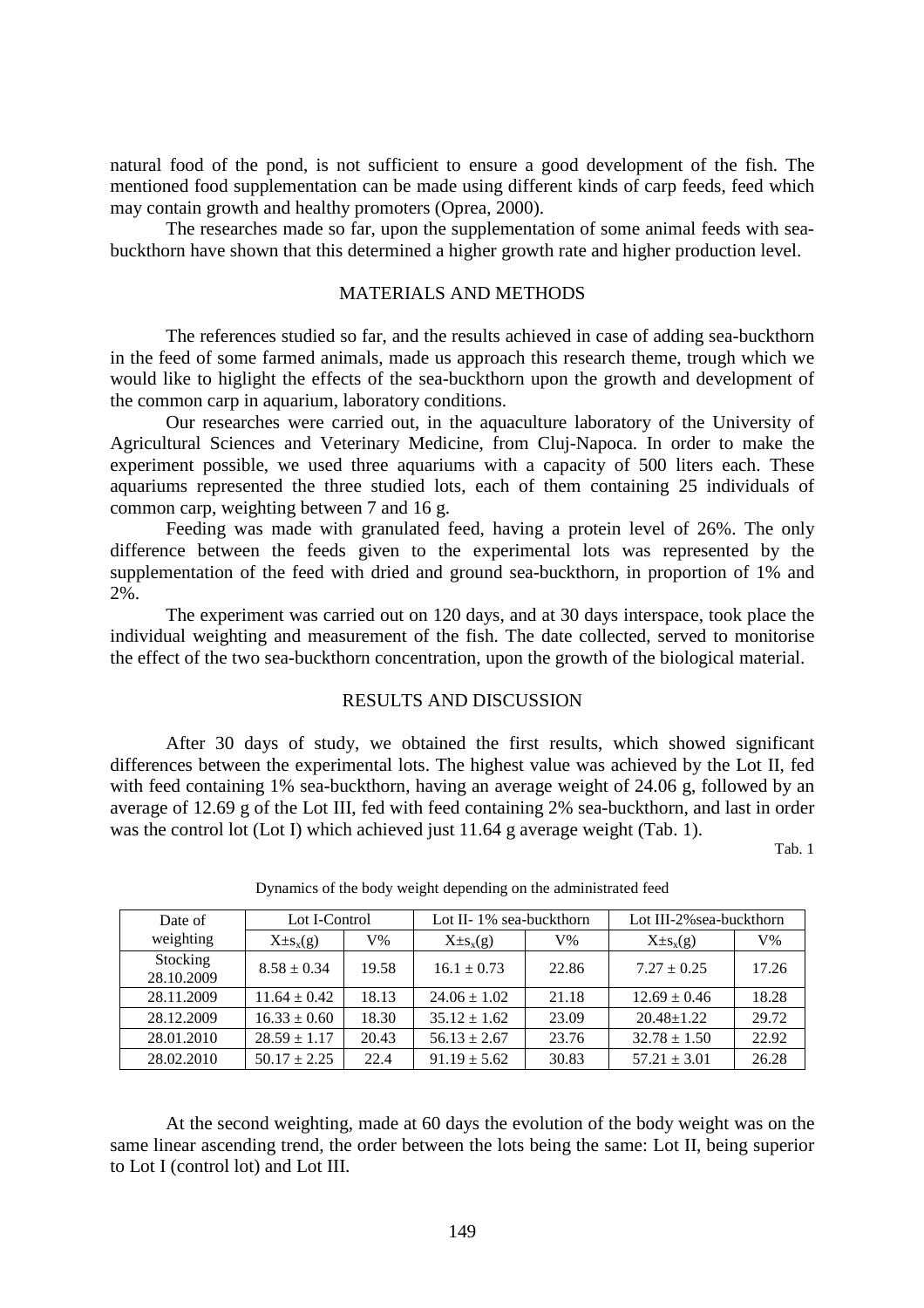natural food of the pond, is not sufficient to ensure a good development of the fish. The mentioned food supplementation can be made using different kinds of carp feeds, feed which may contain growth and healthy promoters (Oprea, 2000).

The researches made so far, upon the supplementation of some animal feeds with sea-buckthorn have shown that this determined a higher growth rate and higher production level.

## MATERIALS AND METHODS

The references studied so far, and the results achieved in case of adding sea-buckthorn in the feed of some farmed animals, made us approach this research theme, trough which we would like to higlight the effects of the sea-buckthorn upon the growth and development of the common carp in aquarium, laboratory conditions.

Our researches were carried out, in the aquaculture laboratory of the University of Agricultural Sciences and Veterinary Medicine, from Cluj-Napoca. In order to make the experiment possible, we used three aquariums with a capacity of 500 liters each. These aquariums represented the three studied lots, each of them containing 25 individuals of common carp, weighting between 7 and 16 g.

Feeding was made with granulated feed, having a protein level of 26%. The only difference between the feeds given to the experimental lots was represented by the supplementation of the feed with dried and ground sea-buckthorn, in proportion of 1% and 2%.

The experiment was carried out on 120 days, and at 30 days interspace, took place the individual weighting and measurement of the fish. The date collected, served to monitorise the effect of the two sea-buckthorn concentration, upon the growth of the biological material.

## RESULTS AND DISCUSSION

After 30 days of study, we obtained the first results, which showed significant differences between the experimental lots. The highest value was achieved by the Lot II, fed with feed containing 1% sea-buckthorn, having an average weight of 24.06 g, followed by an average of 12.69 g of the Lot III, fed with feed containing 2% sea-buckthorn, and last in order was the control lot (Lot I) which achieved just 11.64 g average weight (Tab. 1).

Tab. 1

Dynamics of the body weight depending on the administrated feed

| Date of weighting | Lot I-Control | | Lot II- 1% sea-buckthorn | | Lot III-2%sea-buckthorn | |
|---|---|---|---|---|---|---|
| | $X\pm s_x$(g) | V% | $X\pm s_x$(g) | V% | $X\pm s_x$(g) | V% |
| Stocking 28.10.2009 | 8.58 ± 0.34 | 19.58 | 16.1 ± 0.73 | 22.86 | 7.27 ± 0.25 | 17.26 |
| 28.11.2009 | 11.64 ± 0.42 | 18.13 | 24.06 ± 1.02 | 21.18 | 12.69 ± 0.46 | 18.28 |
| 28.12.2009 | 16.33 ± 0.60 | 18.30 | 35.12 ± 1.62 | 23.09 | 20.48±1.22 | 29.72 |
| 28.01.2010 | 28.59 ± 1.17 | 20.43 | 56.13 ± 2.67 | 23.76 | 32.78 ± 1.50 | 22.92 |
| 28.02.2010 | 50.17 ± 2.25 | 22.4 | 91.19 ± 5.62 | 30.83 | 57.21 ± 3.01 | 26.28 |

At the second weighting, made at 60 days the evolution of the body weight was on the same linear ascending trend, the order between the lots being the same: Lot II, being superior to Lot I (control lot) and Lot III.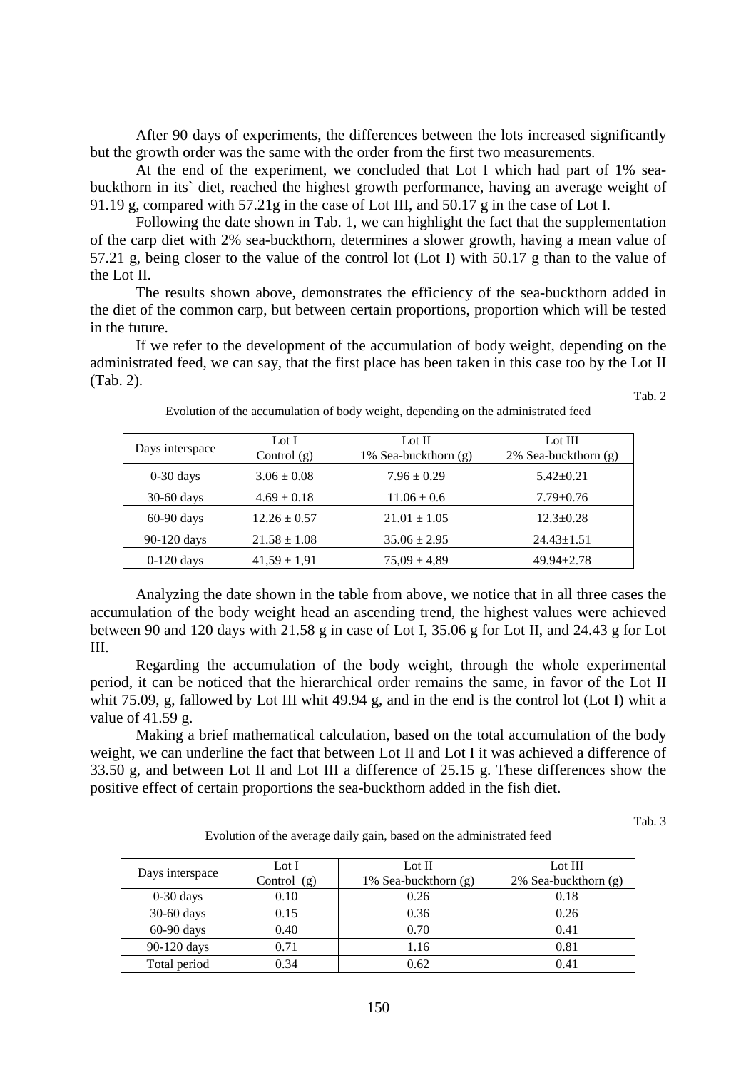After 90 days of experiments, the differences between the lots increased significantly but the growth order was the same with the order from the first two measurements.

At the end of the experiment, we concluded that Lot I which had part of 1% sea-buckthorn in its` diet, reached the highest growth performance, having an average weight of 91.19 g, compared with 57.21g in the case of Lot III, and 50.17 g in the case of Lot I.

Following the date shown in Tab. 1, we can highlight the fact that the supplementation of the carp diet with 2% sea-buckthorn, determines a slower growth, having a mean value of 57.21 g, being closer to the value of the control lot (Lot I) with 50.17 g than to the value of the Lot II.

The results shown above, demonstrates the efficiency of the sea-buckthorn added in the diet of the common carp, but between certain proportions, proportion which will be tested in the future.

If we refer to the development of the accumulation of body weight, depending on the administrated feed, we can say, that the first place has been taken in this case too by the Lot II (Tab. 2).

Tab. 2

Evolution of the accumulation of body weight, depending on the administrated feed

| Days interspace | Lot I<br>Control (g) | Lot II<br>1% Sea-buckthorn (g) | Lot III<br>2% Sea-buckthorn (g) |
|---|---|---|---|
| 0-30 days | 3.06 ± 0.08 | 7.96 ± 0.29 | 5.42±0.21 |
| 30-60 days | 4.69 ± 0.18 | 11.06 ± 0.6 | 7.79±0.76 |
| 60-90 days | 12.26 ± 0.57 | 21.01 ± 1.05 | 12.3±0.28 |
| 90-120 days | 21.58 ± 1.08 | 35.06 ± 2.95 | 24.43±1.51 |
| 0-120 days | 41,59 ± 1,91 | 75,09 ± 4,89 | 49.94±2.78 |

Analyzing the date shown in the table from above, we notice that in all three cases the accumulation of the body weight head an ascending trend, the highest values were achieved between 90 and 120 days with 21.58 g in case of Lot I, 35.06 g for Lot II, and 24.43 g for Lot III.

Regarding the accumulation of the body weight, through the whole experimental period, it can be noticed that the hierarchical order remains the same, in favor of the Lot II whit 75.09, g, fallowed by Lot III whit 49.94 g, and in the end is the control lot (Lot I) whit a value of 41.59 g.

Making a brief mathematical calculation, based on the total accumulation of the body weight, we can underline the fact that between Lot II and Lot I it was achieved a difference of 33.50 g, and between Lot II and Lot III a difference of 25.15 g. These differences show the positive effect of certain proportions the sea-buckthorn added in the fish diet.

Tab. 3

Evolution of the average daily gain, based on the administrated feed

| Days interspace | Lot I<br>Control (g) | Lot II<br>1% Sea-buckthorn (g) | Lot III<br>2% Sea-buckthorn (g) |
|---|---|---|---|
| 0-30 days | 0.10 | 0.26 | 0.18 |
| 30-60 days | 0.15 | 0.36 | 0.26 |
| 60-90 days | 0.40 | 0.70 | 0.41 |
| 90-120 days | 0.71 | 1.16 | 0.81 |
| Total period | 0.34 | 0.62 | 0.41 |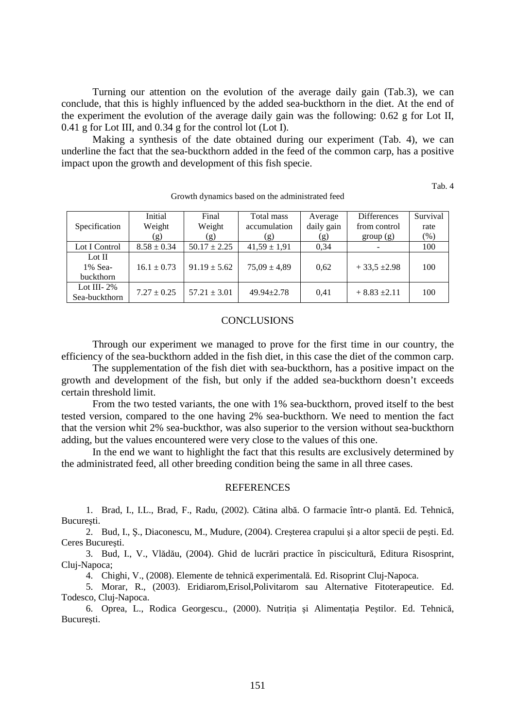Turning our attention on the evolution of the average daily gain (Tab.3), we can conclude, that this is highly influenced by the added sea-buckthorn in the diet. At the end of the experiment the evolution of the average daily gain was the following: 0.62 g for Lot II, 0.41 g for Lot III, and 0.34 g for the control lot (Lot I).

Making a synthesis of the date obtained during our experiment (Tab. 4), we can underline the fact that the sea-buckthorn added in the feed of the common carp, has a positive impact upon the growth and development of this fish specie.

Tab. 4

Growth dynamics based on the administrated feed

| Specification | Initial Weight (g) | Final Weight (g) | Total mass accumulation (g) | Average daily gain (g) | Differences from control group (g) | Survival rate (%) |
|---|---|---|---|---|---|---|
| Lot I Control | 8.58 ± 0.34 | 50.17 ± 2.25 | 41,59 ± 1,91 | 0,34 | - | 100 |
| Lot II 1% Sea-buckthorn | 16.1 ± 0.73 | 91.19 ± 5.62 | 75,09 ± 4,89 | 0,62 | + 33,5 ±2.98 | 100 |
| Lot III- 2% Sea-buckthorn | 7.27 ± 0.25 | 57.21 ± 3.01 | 49.94±2.78 | 0,41 | + 8.83 ±2.11 | 100 |

## CONCLUSIONS

Through our experiment we managed to prove for the first time in our country, the efficiency of the sea-buckthorn added in the fish diet, in this case the diet of the common carp.

The supplementation of the fish diet with sea-buckthorn, has a positive impact on the growth and development of the fish, but only if the added sea-buckthorn doesn't exceeds certain threshold limit.

From the two tested variants, the one with 1% sea-buckthorn, proved itself to the best tested version, compared to the one having 2% sea-buckthorn. We need to mention the fact that the version whit 2% sea-buckthor, was also superior to the version without sea-buckthorn adding, but the values encountered were very close to the values of this one.

In the end we want to highlight the fact that this results are exclusively determined by the administrated feed, all other breeding condition being the same in all three cases.

## REFERENCES

1. Brad, I., I.L., Brad, F., Radu, (2002). Cătina albă. O farmacie într-o plantă. Ed. Tehnică, Bucureşti.
2. Bud, I., Ş., Diaconescu, M., Mudure, (2004). Creșterea crapului şi a altor specii de pești. Ed. Ceres Bucureşti.
3. Bud, I., V., Vlădău, (2004). Ghid de lucrări practice în piscicultură, Editura Risosprint, Cluj-Napoca;
4. Chighi, V., (2008). Elemente de tehnică experimentală. Ed. Risoprint Cluj-Napoca.
5. Morar, R., (2003). Eridiarom,Erisol,Polivitarom sau Alternative Fitoterapeutice. Ed. Todesco, Cluj-Napoca.
6. Oprea, L., Rodica Georgescu., (2000). Nutriția şi Alimentația Peştilor. Ed. Tehnică, Bucureşti.